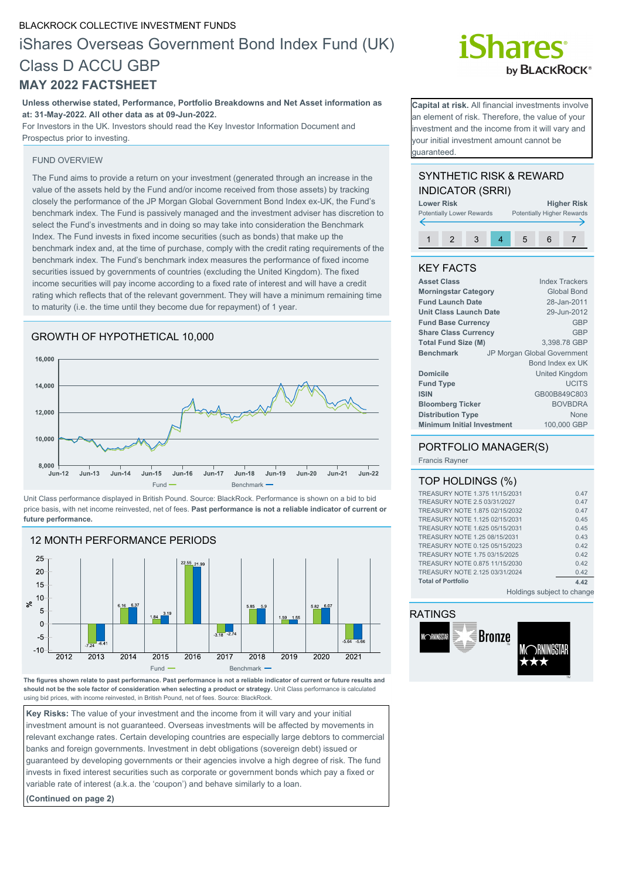BLACKROCK COLLECTIVE INVESTMENT FUNDS

# iShares Overseas Government Bond Index Fund (UK) Class D ACCU GBP

## MAY 2022 FACTSHEET

**Unless otherwise stated, Performance, Portfolio Breakdowns and Net Asset information as at: 31-May-2022. All other data as at 09-Jun-2022.**

For Investors in the UK. Investors should read the Key Investor Information Document and Prospectus prior to investing.

**Capital at risk.** All financial investments involve an element of risk. Therefore, the value of your investment and the income from it will vary and your initial investment amount cannot be guaranteed.

### FUND OVERVIEW

The Fund aims to provide a return on your investment (generated through an increase in the value of the assets held by the Fund and/or income received from those assets) by tracking closely the performance of the JP Morgan Global Government Bond Index ex-UK, the Fund's benchmark index. The Fund is passively managed and the investment adviser has discretion to select the Fund's investments and in doing so may take into consideration the Benchmark Index. The Fund invests in fixed income securities (such as bonds) that make up the benchmark index and, at the time of purchase, comply with the credit rating requirements of the benchmark index. The Fund's benchmark index measures the performance of fixed income securities issued by governments of countries (excluding the United Kingdom). The fixed income securities will pay income according to a fixed rate of interest and will have a credit rating which reflects that of the relevant government. They will have a minimum remaining time to maturity (i.e. the time until they become due for repayment) of 1 year.

### GROWTH OF HYPOTHETICAL 10,000

Unit Class performance displayed in British Pound. Source: BlackRock. Performance is shown on a bid to bid price basis, with net income reinvested, net of fees. **Past performance is not a reliable indicator of current or future performance.**

### 12 MONTH PERFORMANCE PERIODS

| | 2012 | 2013 | 2014 | 2015 | 2016 | 2017 | 2018 | 2019 | 2020 | 2021 |
|---|---|---|---|---|---|---|---|---|---|---|
| Fund | | -7.24 | 6.16 | 1.84 | 22.55 | -3.18 | 5.85 | 1.59 | 5.82 | -5.64 |
| Benchmark | | -6.41 | 6.37 | 3.19 | 21.99 | -2.74 | 5.9 | 1.55 | 6.07 | -5.66 |

**The figures shown relate to past performance. Past performance is not a reliable indicator of current or future results and should not be the sole factor of consideration when selecting a product or strategy.** Unit Class performance is calculated using bid prices, with income reinvested, in British Pound, net of fees. Source: BlackRock.

**Key Risks:** The value of your investment and the income from it will vary and your initial investment amount is not guaranteed. Overseas investments will be affected by movements in relevant exchange rates. Certain developing countries are especially large debtors to commercial banks and foreign governments. Investment in debt obligations (sovereign debt) issued or guaranteed by developing governments or their agencies involve a high degree of risk. The fund invests in fixed interest securities such as corporate or government bonds which pay a fixed or variable rate of interest (a.k.a. the 'coupon') and behave similarly to a loan.

**(Continued on page 2)**

### SYNTHETIC RISK & REWARD INDICATOR (SRRI)

Lower Risk – Potentially Lower Rewards | Higher Risk – Potentially Higher Rewards

1 | 2 | 3 | **4** | 5 | 6 | 7

### KEY FACTS

| | |
|---|---|
| **Asset Class** | Index Trackers |
| **Morningstar Category** | Global Bond |
| **Fund Launch Date** | 28-Jan-2011 |
| **Unit Class Launch Date** | 29-Jun-2012 |
| **Fund Base Currency** | GBP |
| **Share Class Currency** | GBP |
| **Total Fund Size (M)** | 3,398.78 GBP |
| **Benchmark** | JP Morgan Global Government Bond Index ex UK |
| **Domicile** | United Kingdom |
| **Fund Type** | UCITS |
| **ISIN** | GB00B849C803 |
| **Bloomberg Ticker** | BOVBDRA |
| **Distribution Type** | None |
| **Minimum Initial Investment** | 100,000 GBP |

### PORTFOLIO MANAGER(S)

Francis Rayner

### TOP HOLDINGS (%)

| | |
|---|---|
| TREASURY NOTE 1.375 11/15/2031 | 0.47 |
| TREASURY NOTE 2.5 03/31/2027 | 0.47 |
| TREASURY NOTE 1.875 02/15/2032 | 0.47 |
| TREASURY NOTE 1.125 02/15/2031 | 0.45 |
| TREASURY NOTE 1.625 05/15/2031 | 0.45 |
| TREASURY NOTE 1.25 08/15/2031 | 0.43 |
| TREASURY NOTE 0.125 05/15/2023 | 0.42 |
| TREASURY NOTE 1.75 03/15/2025 | 0.42 |
| TREASURY NOTE 0.875 11/15/2030 | 0.42 |
| TREASURY NOTE 2.125 03/31/2024 | 0.42 |
| **Total of Portfolio** | **4.42** |

Holdings subject to change

### RATINGS

Morningstar Bronze; Morningstar ★★★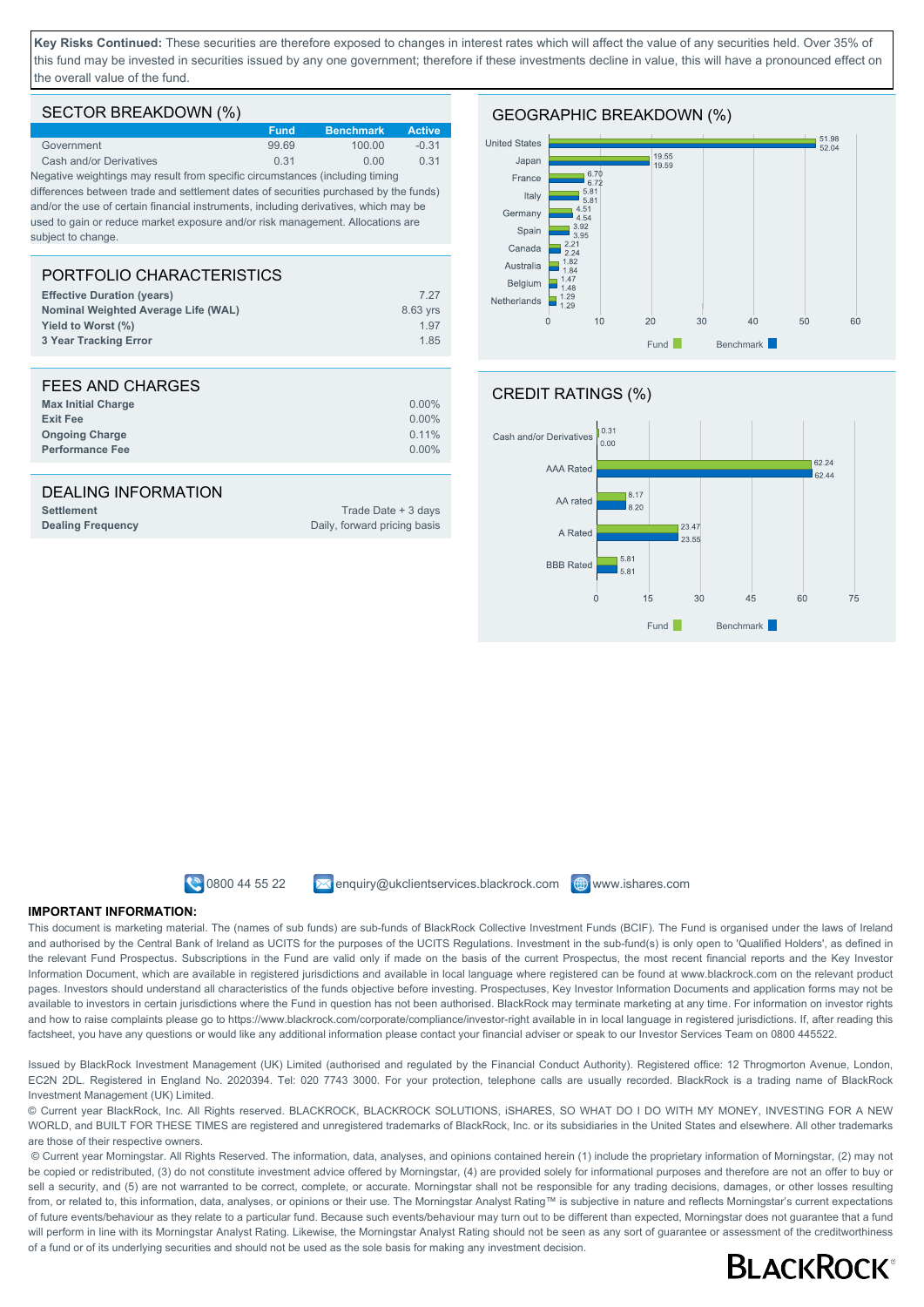**Key Risks Continued:** These securities are therefore exposed to changes in interest rates which will affect the value of any securities held. Over 35% of this fund may be invested in securities issued by any one government; therefore if these investments decline in value, this will have a pronounced effect on the overall value of the fund.

## SECTOR BREAKDOWN (%)

| | Fund | Benchmark | Active |
|---|---|---|---|
| Government | 99.69 | 100.00 | -0.31 |
| Cash and/or Derivatives | 0.31 | 0.00 | 0.31 |

Negative weightings may result from specific circumstances (including timing differences between trade and settlement dates of securities purchased by the funds) and/or the use of certain financial instruments, including derivatives, which may be used to gain or reduce market exposure and/or risk management. Allocations are subject to change.

## PORTFOLIO CHARACTERISTICS

| | |
|---|---|
| **Effective Duration (years)** | 7.27 |
| **Nominal Weighted Average Life (WAL)** | 8.63 yrs |
| **Yield to Worst (%)** | 1.97 |
| **3 Year Tracking Error** | 1.85 |

## FEES AND CHARGES

| | |
|---|---|
| **Max Initial Charge** | 0.00% |
| **Exit Fee** | 0.00% |
| **Ongoing Charge** | 0.11% |
| **Performance Fee** | 0.00% |

## DEALING INFORMATION

| | |
|---|---|
| **Settlement** | Trade Date + 3 days |
| **Dealing Frequency** | Daily, forward pricing basis |

## GEOGRAPHIC BREAKDOWN (%)

| | Fund | Benchmark |
|---|---|---|
| United States | 51.98 | 52.04 |
| Japan | 19.55 | 19.59 |
| France | 6.70 | 6.72 |
| Italy | 5.81 | 5.81 |
| Germany | 4.51 | 4.54 |
| Spain | 3.92 | 3.95 |
| Canada | 2.21 | 2.24 |
| Australia | 1.82 | 1.84 |
| Belgium | 1.47 | 1.48 |
| Netherlands | 1.29 | 1.29 |

## CREDIT RATINGS (%)

| | Fund | Benchmark |
|---|---|---|
| Cash and/or Derivatives | 0.31 | 0.00 |
| AAA Rated | 62.24 | 62.44 |
| AA rated | 8.17 | 8.20 |
| A Rated | 23.47 | 23.55 |
| BBB Rated | 5.81 | 5.81 |

0800 44 55 22 enquiry@ukclientservices.blackrock.com www.ishares.com

**IMPORTANT INFORMATION:**

This document is marketing material. The (names of sub funds) are sub-funds of BlackRock Collective Investment Funds (BCIF). The Fund is organised under the laws of Ireland and authorised by the Central Bank of Ireland as UCITS for the purposes of the UCITS Regulations. Investment in the sub-fund(s) is only open to 'Qualified Holders', as defined in the relevant Fund Prospectus. Subscriptions in the Fund are valid only if made on the basis of the current Prospectus, the most recent financial reports and the Key Investor Information Document, which are available in registered jurisdictions and available in local language where registered can be found at www.blackrock.com on the relevant product pages. Investors should understand all characteristics of the funds objective before investing. Prospectuses, Key Investor Information Documents and application forms may not be available to investors in certain jurisdictions where the Fund in question has not been authorised. BlackRock may terminate marketing at any time. For information on investor rights and how to raise complaints please go to https://www.blackrock.com/corporate/compliance/investor-right available in in local language in registered jurisdictions. If, after reading this factsheet, you have any questions or would like any additional information please contact your financial adviser or speak to our Investor Services Team on 0800 445522.

Issued by BlackRock Investment Management (UK) Limited (authorised and regulated by the Financial Conduct Authority). Registered office: 12 Throgmorton Avenue, London, EC2N 2DL. Registered in England No. 2020394. Tel: 020 7743 3000. For your protection, telephone calls are usually recorded. BlackRock is a trading name of BlackRock Investment Management (UK) Limited.

© Current year BlackRock, Inc. All Rights reserved. BLACKROCK, BLACKROCK SOLUTIONS, iSHARES, SO WHAT DO I DO WITH MY MONEY, INVESTING FOR A NEW WORLD, and BUILT FOR THESE TIMES are registered and unregistered trademarks of BlackRock, Inc. or its subsidiaries in the United States and elsewhere. All other trademarks are those of their respective owners.

© Current year Morningstar. All Rights Reserved. The information, data, analyses, and opinions contained herein (1) include the proprietary information of Morningstar, (2) may not be copied or redistributed, (3) do not constitute investment advice offered by Morningstar, (4) are provided solely for informational purposes and therefore are not an offer to buy or sell a security, and (5) are not warranted to be correct, complete, or accurate. Morningstar shall not be responsible for any trading decisions, damages, or other losses resulting from, or related to, this information, data, analyses, or opinions or their use. The Morningstar Analyst Rating™ is subjective in nature and reflects Morningstar's current expectations of future events/behaviour as they relate to a particular fund. Because such events/behaviour may turn out to be different than expected, Morningstar does not guarantee that a fund will perform in line with its Morningstar Analyst Rating. Likewise, the Morningstar Analyst Rating should not be seen as any sort of guarantee or assessment of the creditworthiness of a fund or of its underlying securities and should not be used as the sole basis for making any investment decision.

BLACKROCK®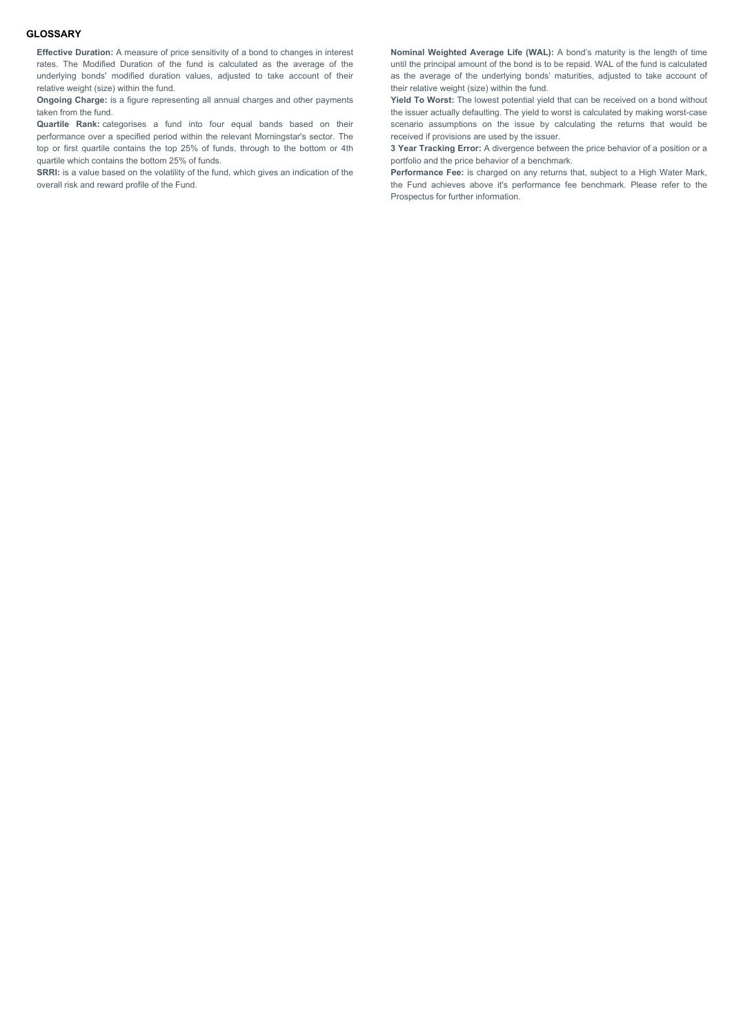## GLOSSARY

**Effective Duration:** A measure of price sensitivity of a bond to changes in interest rates. The Modified Duration of the fund is calculated as the average of the underlying bonds' modified duration values, adjusted to take account of their relative weight (size) within the fund.

**Ongoing Charge:** is a figure representing all annual charges and other payments taken from the fund.

**Quartile Rank:** categorises a fund into four equal bands based on their performance over a specified period within the relevant Morningstar's sector. The top or first quartile contains the top 25% of funds, through to the bottom or 4th quartile which contains the bottom 25% of funds.

**SRRI:** is a value based on the volatility of the fund, which gives an indication of the overall risk and reward profile of the Fund.

**Nominal Weighted Average Life (WAL):** A bond's maturity is the length of time until the principal amount of the bond is to be repaid. WAL of the fund is calculated as the average of the underlying bonds' maturities, adjusted to take account of their relative weight (size) within the fund.

**Yield To Worst:** The lowest potential yield that can be received on a bond without the issuer actually defaulting. The yield to worst is calculated by making worst-case scenario assumptions on the issue by calculating the returns that would be received if provisions are used by the issuer.

**3 Year Tracking Error:** A divergence between the price behavior of a position or a portfolio and the price behavior of a benchmark.

**Performance Fee:** is charged on any returns that, subject to a High Water Mark, the Fund achieves above it's performance fee benchmark. Please refer to the Prospectus for further information.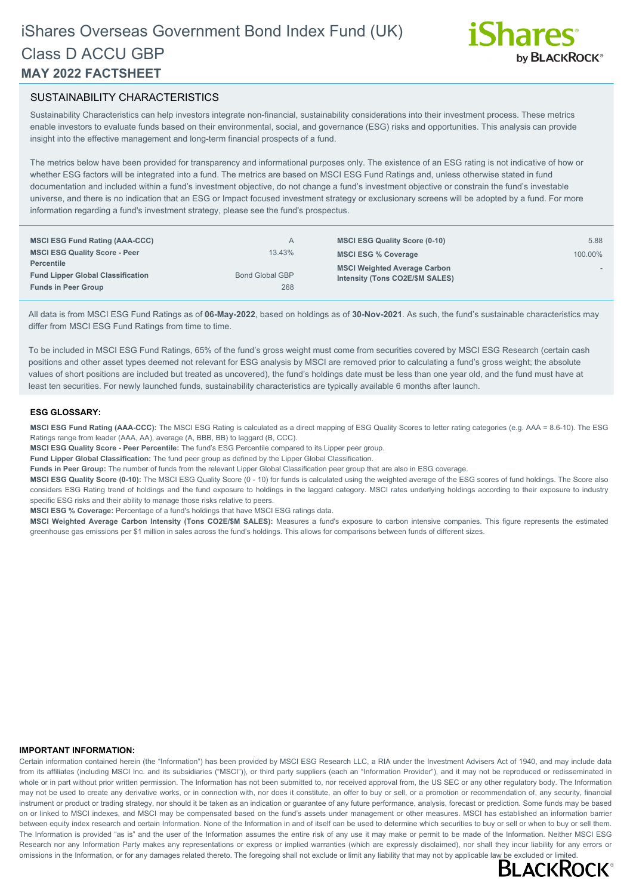# iShares Overseas Government Bond Index Fund (UK) Class D ACCU GBP

## MAY 2022 FACTSHEET

## SUSTAINABILITY CHARACTERISTICS

Sustainability Characteristics can help investors integrate non-financial, sustainability considerations into their investment process. These metrics enable investors to evaluate funds based on their environmental, social, and governance (ESG) risks and opportunities. This analysis can provide insight into the effective management and long-term financial prospects of a fund.

The metrics below have been provided for transparency and informational purposes only. The existence of an ESG rating is not indicative of how or whether ESG factors will be integrated into a fund. The metrics are based on MSCI ESG Fund Ratings and, unless otherwise stated in fund documentation and included within a fund's investment objective, do not change a fund's investment objective or constrain the fund's investable universe, and there is no indication that an ESG or Impact focused investment strategy or exclusionary screens will be adopted by a fund. For more information regarding a fund's investment strategy, please see the fund's prospectus.

| | | | |
|---|---|---|---|
| **MSCI ESG Fund Rating (AAA-CCC)** | A | **MSCI ESG Quality Score (0-10)** | 5.88 |
| **MSCI ESG Quality Score - Peer Percentile** | 13.43% | **MSCI ESG % Coverage** | 100.00% |
| **Fund Lipper Global Classification** | Bond Global GBP | **MSCI Weighted Average Carbon Intensity (Tons CO2E/$M SALES)** | - |
| **Funds in Peer Group** | 268 | | |

All data is from MSCI ESG Fund Ratings as of **06-May-2022**, based on holdings as of **30-Nov-2021**. As such, the fund's sustainable characteristics may differ from MSCI ESG Fund Ratings from time to time.

To be included in MSCI ESG Fund Ratings, 65% of the fund's gross weight must come from securities covered by MSCI ESG Research (certain cash positions and other asset types deemed not relevant for ESG analysis by MSCI are removed prior to calculating a fund's gross weight; the absolute values of short positions are included but treated as uncovered), the fund's holdings date must be less than one year old, and the fund must have at least ten securities. For newly launched funds, sustainability characteristics are typically available 6 months after launch.

### ESG GLOSSARY:

**MSCI ESG Fund Rating (AAA-CCC):** The MSCI ESG Rating is calculated as a direct mapping of ESG Quality Scores to letter rating categories (e.g. AAA = 8.6-10). The ESG Ratings range from leader (AAA, AA), average (A, BBB, BB) to laggard (B, CCC).

**MSCI ESG Quality Score - Peer Percentile:** The fund's ESG Percentile compared to its Lipper peer group.

**Fund Lipper Global Classification:** The fund peer group as defined by the Lipper Global Classification.

**Funds in Peer Group:** The number of funds from the relevant Lipper Global Classification peer group that are also in ESG coverage.

**MSCI ESG Quality Score (0-10):** The MSCI ESG Quality Score (0 - 10) for funds is calculated using the weighted average of the ESG scores of fund holdings. The Score also considers ESG Rating trend of holdings and the fund exposure to holdings in the laggard category. MSCI rates underlying holdings according to their exposure to industry specific ESG risks and their ability to manage those risks relative to peers.

**MSCI ESG % Coverage:** Percentage of a fund's holdings that have MSCI ESG ratings data.

**MSCI Weighted Average Carbon Intensity (Tons CO2E/$M SALES):** Measures a fund's exposure to carbon intensive companies. This figure represents the estimated greenhouse gas emissions per $1 million in sales across the fund's holdings. This allows for comparisons between funds of different sizes.

### IMPORTANT INFORMATION:

Certain information contained herein (the "Information") has been provided by MSCI ESG Research LLC, a RIA under the Investment Advisers Act of 1940, and may include data from its affiliates (including MSCI Inc. and its subsidiaries ("MSCI")), or third party suppliers (each an "Information Provider"), and it may not be reproduced or redisseminated in whole or in part without prior written permission. The Information has not been submitted to, nor received approval from, the US SEC or any other regulatory body. The Information may not be used to create any derivative works, or in connection with, nor does it constitute, an offer to buy or sell, or a promotion or recommendation of, any security, financial instrument or product or trading strategy, nor should it be taken as an indication or guarantee of any future performance, analysis, forecast or prediction. Some funds may be based on or linked to MSCI indexes, and MSCI may be compensated based on the fund's assets under management or other measures. MSCI has established an information barrier between equity index research and certain Information. None of the Information in and of itself can be used to determine which securities to buy or sell or when to buy or sell them. The Information is provided "as is" and the user of the Information assumes the entire risk of any use it may make or permit to be made of the Information. Neither MSCI ESG Research nor any Information Party makes any representations or express or implied warranties (which are expressly disclaimed), nor shall they incur liability for any errors or omissions in the Information, or for any damages related thereto. The foregoing shall not exclude or limit any liability that may not by applicable law be excluded or limited.